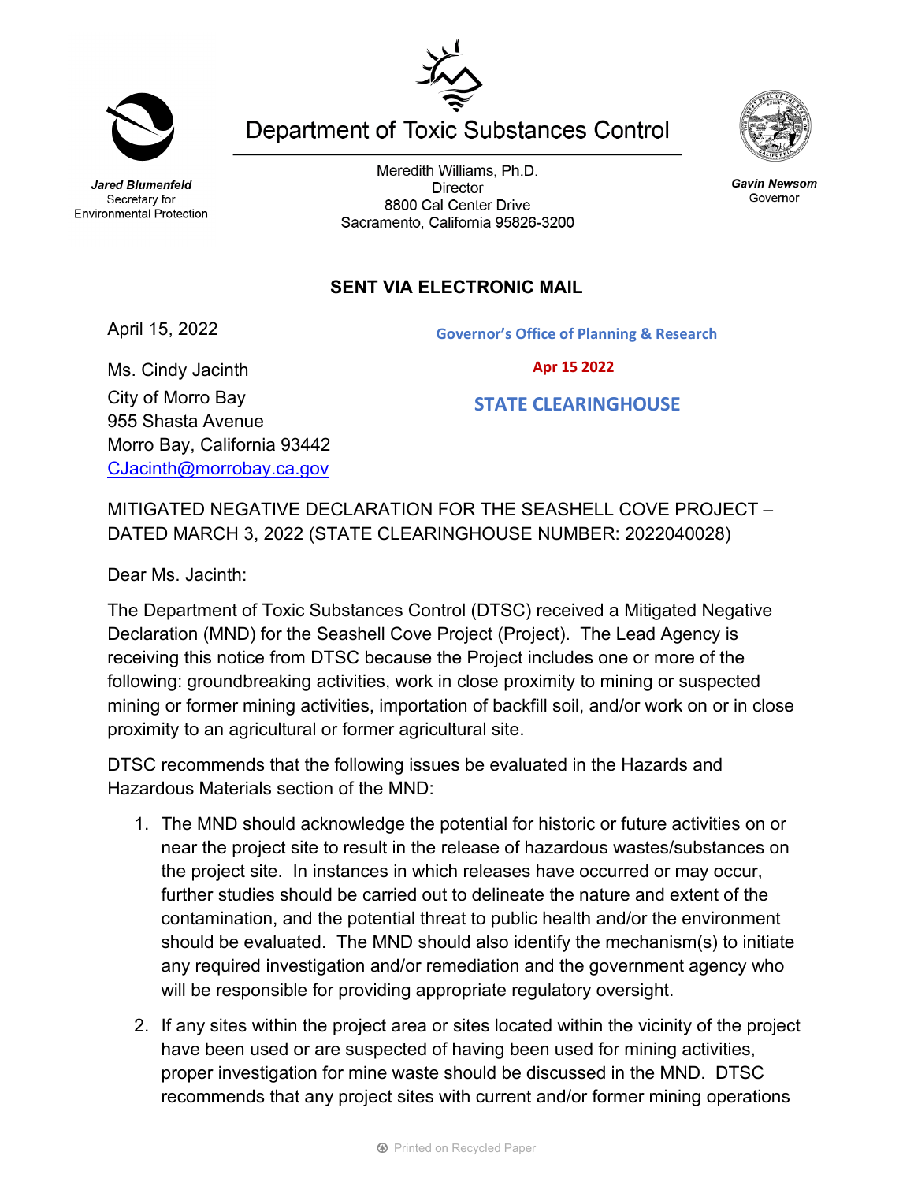Jared Blumenfeld
Secretary for
Environmental Protection

# Department of Toxic Substances Control

Meredith Williams, Ph.D.
Director
8800 Cal Center Drive
Sacramento, California 95826-3200

Gavin Newsom
Governor

**SENT VIA ELECTRONIC MAIL**

April 15, 2022

Governor's Office of Planning & Research

Apr 15 2022

STATE CLEARINGHOUSE

Ms. Cindy Jacinth
City of Morro Bay
955 Shasta Avenue
Morro Bay, California 93442
CJacinth@morrobay.ca.gov

MITIGATED NEGATIVE DECLARATION FOR THE SEASHELL COVE PROJECT – DATED MARCH 3, 2022 (STATE CLEARINGHOUSE NUMBER: 2022040028)

Dear Ms. Jacinth:

The Department of Toxic Substances Control (DTSC) received a Mitigated Negative Declaration (MND) for the Seashell Cove Project (Project). The Lead Agency is receiving this notice from DTSC because the Project includes one or more of the following: groundbreaking activities, work in close proximity to mining or suspected mining or former mining activities, importation of backfill soil, and/or work on or in close proximity to an agricultural or former agricultural site.

DTSC recommends that the following issues be evaluated in the Hazards and Hazardous Materials section of the MND:

1. The MND should acknowledge the potential for historic or future activities on or near the project site to result in the release of hazardous wastes/substances on the project site. In instances in which releases have occurred or may occur, further studies should be carried out to delineate the nature and extent of the contamination, and the potential threat to public health and/or the environment should be evaluated. The MND should also identify the mechanism(s) to initiate any required investigation and/or remediation and the government agency who will be responsible for providing appropriate regulatory oversight.

2. If any sites within the project area or sites located within the vicinity of the project have been used or are suspected of having been used for mining activities, proper investigation for mine waste should be discussed in the MND. DTSC recommends that any project sites with current and/or former mining operations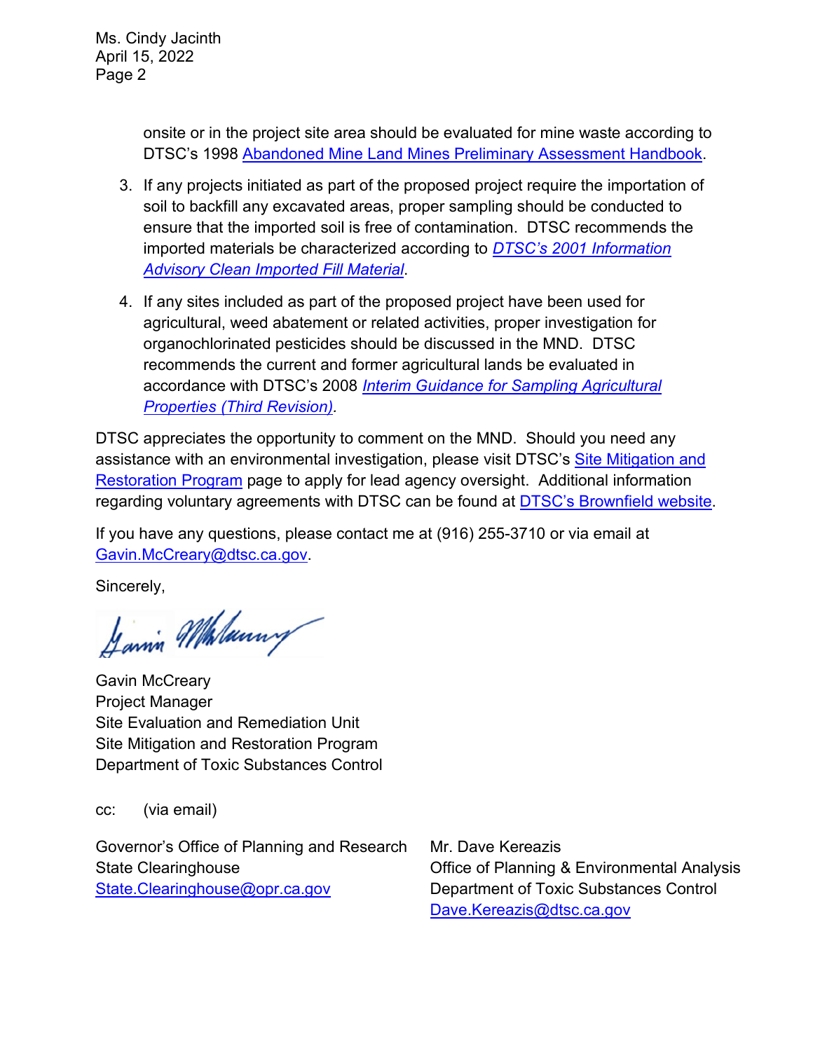onsite or in the project site area should be evaluated for mine waste according to DTSC's 1998 Abandoned Mine Land Mines Preliminary Assessment Handbook.

3. If any projects initiated as part of the proposed project require the importation of soil to backfill any excavated areas, proper sampling should be conducted to ensure that the imported soil is free of contamination. DTSC recommends the imported materials be characterized according to *DTSC's 2001 Information Advisory Clean Imported Fill Material*.

4. If any sites included as part of the proposed project have been used for agricultural, weed abatement or related activities, proper investigation for organochlorinated pesticides should be discussed in the MND. DTSC recommends the current and former agricultural lands be evaluated in accordance with DTSC's 2008 *Interim Guidance for Sampling Agricultural Properties (Third Revision)*.

DTSC appreciates the opportunity to comment on the MND. Should you need any assistance with an environmental investigation, please visit DTSC's Site Mitigation and Restoration Program page to apply for lead agency oversight. Additional information regarding voluntary agreements with DTSC can be found at DTSC's Brownfield website.

If you have any questions, please contact me at (916) 255-3710 or via email at Gavin.McCreary@dtsc.ca.gov.

Sincerely,

Gavin McCreary
Project Manager
Site Evaluation and Remediation Unit
Site Mitigation and Restoration Program
Department of Toxic Substances Control

cc: (via email)

Governor's Office of Planning and Research
State Clearinghouse
State.Clearinghouse@opr.ca.gov

Mr. Dave Kereazis
Office of Planning & Environmental Analysis
Department of Toxic Substances Control
Dave.Kereazis@dtsc.ca.gov